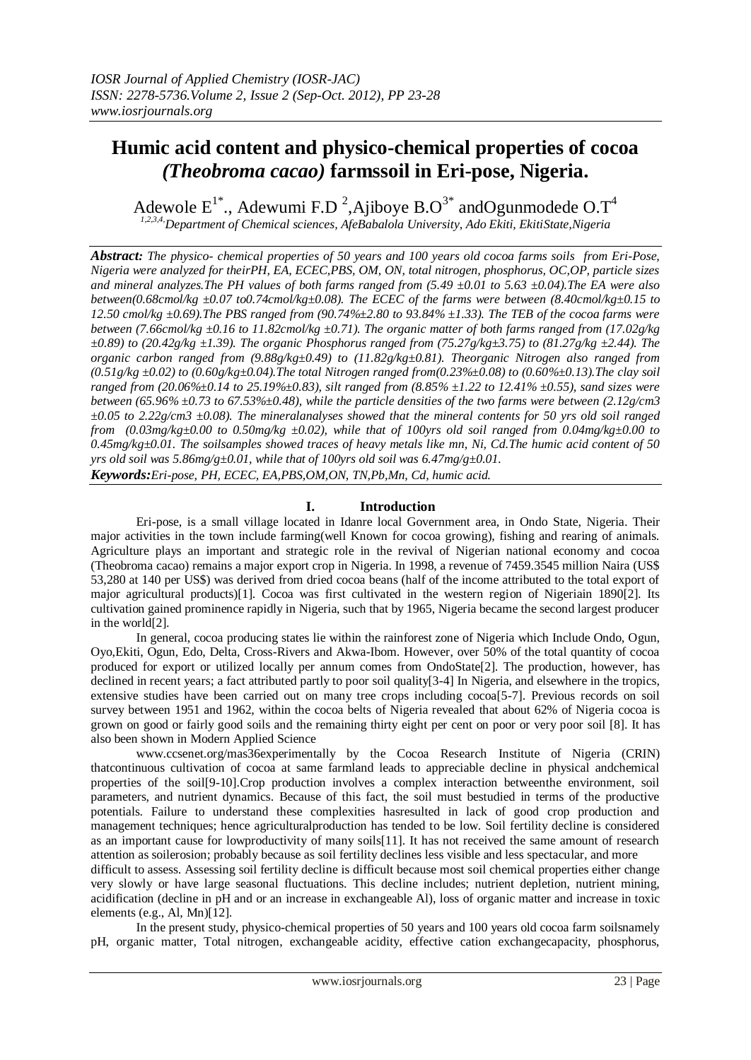# Humic acid content and physico-chemical properties of cocoa *(Theobroma cacao)* farmssoil in Eri-pose, Nigeria.

Adewole E[1*]., Adewumi F.D [2],Ajiboye B.O[3*] andOgunmodede O.T[4]

[1,2,3,4]Department of Chemical sciences, AfeBabalola University, Ado Ekiti, EkitiState,Nigeria

***Abstract:*** *The physico- chemical properties of 50 years and 100 years old cocoa farms soils from Eri-Pose, Nigeria were analyzed for theirPH, EA, ECEC,PBS, OM, ON, total nitrogen, phosphorus, OC,OP, particle sizes and mineral analyzes.The PH values of both farms ranged from (5.49 ±0.01 to 5.63 ±0.04).The EA were also between(0.68cmol/kg ±0.07 to0.74cmol/kg±0.08). The ECEC of the farms were between (8.40cmol/kg±0.15 to 12.50 cmol/kg ±0.69).The PBS ranged from (90.74%±2.80 to 93.84% ±1.33). The TEB of the cocoa farms were between (7.66cmol/kg ±0.16 to 11.82cmol/kg ±0.71). The organic matter of both farms ranged from (17.02g/kg ±0.89) to (20.42g/kg ±1.39). The organic Phosphorus ranged from (75.27g/kg±3.75) to (81.27g/kg ±2.44). The organic carbon ranged from (9.88g/kg±0.49) to (11.82g/kg±0.81). Theorganic Nitrogen also ranged from (0.51g/kg ±0.02) to (0.60g/kg±0.04).The total Nitrogen ranged from(0.23%±0.08) to (0.60%±0.13).The clay soil ranged from (20.06%±0.14 to 25.19%±0.83), silt ranged from (8.85% ±1.22 to 12.41% ±0.55), sand sizes were between (65.96% ±0.73 to 67.53%±0.48), while the particle densities of the two farms were between (2.12g/cm3 ±0.05 to 2.22g/cm3 ±0.08). The mineralanalyses showed that the mineral contents for 50 yrs old soil ranged from (0.03mg/kg±0.00 to 0.50mg/kg ±0.02), while that of 100yrs old soil ranged from 0.04mg/kg±0.00 to 0.45mg/kg±0.01. The soilsamples showed traces of heavy metals like mn, Ni, Cd.The humic acid content of 50 yrs old soil was 5.86mg/g±0.01, while that of 100yrs old soil was 6.47mg/g±0.01.*

***Keywords:*** *Eri-pose, PH, ECEC, EA,PBS,OM,ON, TN,Pb,Mn, Cd, humic acid.*

## I. Introduction

Eri-pose, is a small village located in Idanre local Government area, in Ondo State, Nigeria. Their major activities in the town include farming(well Known for cocoa growing), fishing and rearing of animals. Agriculture plays an important and strategic role in the revival of Nigerian national economy and cocoa (Theobroma cacao) remains a major export crop in Nigeria. In 1998, a revenue of 7459.3545 million Naira (US$ 53,280 at 140 per US$) was derived from dried cocoa beans (half of the income attributed to the total export of major agricultural products)[1]. Cocoa was first cultivated in the western region of Nigeriain 1890[2]. Its cultivation gained prominence rapidly in Nigeria, such that by 1965, Nigeria became the second largest producer in the world[2].

In general, cocoa producing states lie within the rainforest zone of Nigeria which Include Ondo, Ogun, Oyo,Ekiti, Ogun, Edo, Delta, Cross-Rivers and Akwa-Ibom. However, over 50% of the total quantity of cocoa produced for export or utilized locally per annum comes from OndoState[2]. The production, however, has declined in recent years; a fact attributed partly to poor soil quality[3-4] In Nigeria, and elsewhere in the tropics, extensive studies have been carried out on many tree crops including cocoa[5-7]. Previous records on soil survey between 1951 and 1962, within the cocoa belts of Nigeria revealed that about 62% of Nigeria cocoa is grown on good or fairly good soils and the remaining thirty eight per cent on poor or very poor soil [8]. It has also been shown in Modern Applied Science

www.ccsenet.org/mas36experimentally by the Cocoa Research Institute of Nigeria (CRIN) thatcontinuous cultivation of cocoa at same farmland leads to appreciable decline in physical andchemical properties of the soil[9-10].Crop production involves a complex interaction betweenthe environment, soil parameters, and nutrient dynamics. Because of this fact, the soil must bestudied in terms of the productive potentials. Failure to understand these complexities hasresulted in lack of good crop production and management techniques; hence agriculturalproduction has tended to be low. Soil fertility decline is considered as an important cause for lowproductivity of many soils[11]. It has not received the same amount of research attention as soilerosion; probably because as soil fertility declines less visible and less spectacular, and more difficult to assess. Assessing soil fertility decline is difficult because most soil chemical properties either change very slowly or have large seasonal fluctuations. This decline includes; nutrient depletion, nutrient mining, acidification (decline in pH and or an increase in exchangeable Al), loss of organic matter and increase in toxic elements (e.g., Al, Mn)[12].

In the present study, physico-chemical properties of 50 years and 100 years old cocoa farm soilsnamely pH, organic matter, Total nitrogen, exchangeable acidity, effective cation exchangecapacity, phosphorus,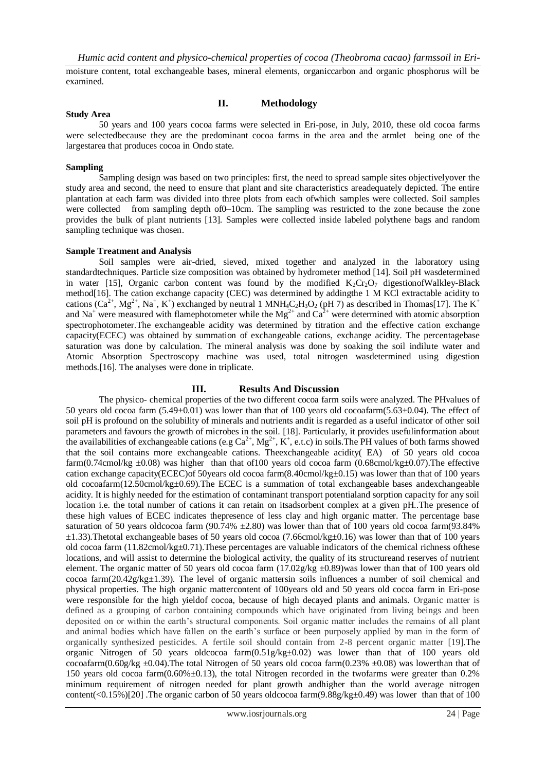moisture content, total exchangeable bases, mineral elements, organiccarbon and organic phosphorus will be examined.

## II. Methodology

### Study Area

50 years and 100 years cocoa farms were selected in Eri-pose, in July, 2010, these old cocoa farms were selectedbecause they are the predominant cocoa farms in the area and the armlet being one of the largestarea that produces cocoa in Ondo state.

### Sampling

Sampling design was based on two principles: first, the need to spread sample sites objectivelyover the study area and second, the need to ensure that plant and site characteristics areadequately depicted. The entire plantation at each farm was divided into three plots from each ofwhich samples were collected. Soil samples were collected from sampling depth of0–10cm. The sampling was restricted to the zone because the zone provides the bulk of plant nutrients [13]. Samples were collected inside labeled polythene bags and random sampling technique was chosen.

### Sample Treatment and Analysis

Soil samples were air-dried, sieved, mixed together and analyzed in the laboratory using standardtechniques. Particle size composition was obtained by hydrometer method [14]. Soil pH wasdetermined in water [15], Organic carbon content was found by the modified $K_2Cr_2O_7$ digestionofWalkley-Black method[16]. The cation exchange capacity (CEC) was determined by addingthe 1 M KCl extractable acidity to cations ($Ca^{2+}$, $Mg^{2+}$, $Na^{+}$, $K^{+}$) exchanged by neutral 1 $MNH_4C_2H_3O_2$ (pH 7) as described in Thomas[17]. The $K^{+}$ and $Na^{+}$ were measured with flamephotometer while the $Mg^{2+}$ and $Ca^{2+}$ were determined with atomic absorption spectrophotometer.The exchangeable acidity was determined by titration and the effective cation exchange capacity(ECEC) was obtained by summation of exchangeable cations, exchange acidity. The percentagebase saturation was done by calculation. The mineral analysis was done by soaking the soil indilute water and Atomic Absorption Spectroscopy machine was used, total nitrogen wasdetermined using digestion methods.[16]. The analyses were done in triplicate.

## III. Results And Discussion

The physico- chemical properties of the two different cocoa farm soils were analyzed. The PHvalues of 50 years old cocoa farm (5.49±0.01) was lower than that of 100 years old cocoafarm(5.63±0.04). The effect of soil pH is profound on the solubility of minerals and nutrients andit is regarded as a useful indicator of other soil parameters and favours the growth of microbes in the soil. [18]. Particularly, it provides usefulinformation about the availabilities of exchangeable cations (e.g $Ca^{2+}$, $Mg^{2+}$, $K^{+}$, e.t.c) in soils.The PH values of both farms showed that the soil contains more exchangeable cations. Theexchangeable acidity( EA) of 50 years old cocoa farm(0.74cmol/kg ±0.08) was higher than that of100 years old cocoa farm (0.68cmol/kg±0.07).The effective cation exchange capacity(ECEC)of 50years old cocoa farm(8.40cmol/kg±0.15) was lower than that of 100 years old cocoafarm(12.50cmol/kg±0.69).The ECEC is a summation of total exchangeable bases andexchangeable acidity. It is highly needed for the estimation of contaminant transport potentialand sorption capacity for any soil location i.e. the total number of cations it can retain on itsadsorbent complex at a given pH..The presence of these high values of ECEC indicates thepresence of less clay and high organic matter. The percentage base saturation of 50 years oldcocoa farm (90.74% ±2.80) was lower than that of 100 years old cocoa farm(93.84% ±1.33).Thetotal exchangeable bases of 50 years old cocoa (7.66cmol/kg±0.16) was lower than that of 100 years old cocoa farm (11.82cmol/kg±0.71).These percentages are valuable indicators of the chemical richness ofthese locations, and will assist to determine the biological activity, the quality of its structureand reserves of nutrient element. The organic matter of 50 years old cocoa farm (17.02g/kg ±0.89)was lower than that of 100 years old cocoa farm(20.42g/kg±1.39). The level of organic mattersin soils influences a number of soil chemical and physical properties. The high organic mattercontent of 100years old and 50 years old cocoa farm in Eri-pose were responsible for the high yieldof cocoa, because of high decayed plants and animals. Organic matter is defined as a grouping of carbon containing compounds which have originated from living beings and been deposited on or within the earth's structural components. Soil organic matter includes the remains of all plant and animal bodies which have fallen on the earth's surface or been purposely applied by man in the form of organically synthesized pesticides. A fertile soil should contain from 2-8 percent organic matter [19].The organic Nitrogen of 50 years oldcocoa farm(0.51g/kg±0.02) was lower than that of 100 years old cocoafarm(0.60g/kg ±0.04).The total Nitrogen of 50 years old cocoa farm(0.23% ±0.08) was lowerthan that of 150 years old cocoa farm(0.60%±0.13), the total Nitrogen recorded in the twofarms were greater than 0.2% minimum requirement of nitrogen needed for plant growth andhigher than the world average nitrogen content(<0.15%)[20] .The organic carbon of 50 years oldcocoa farm(9.88g/kg±0.49) was lower than that of 100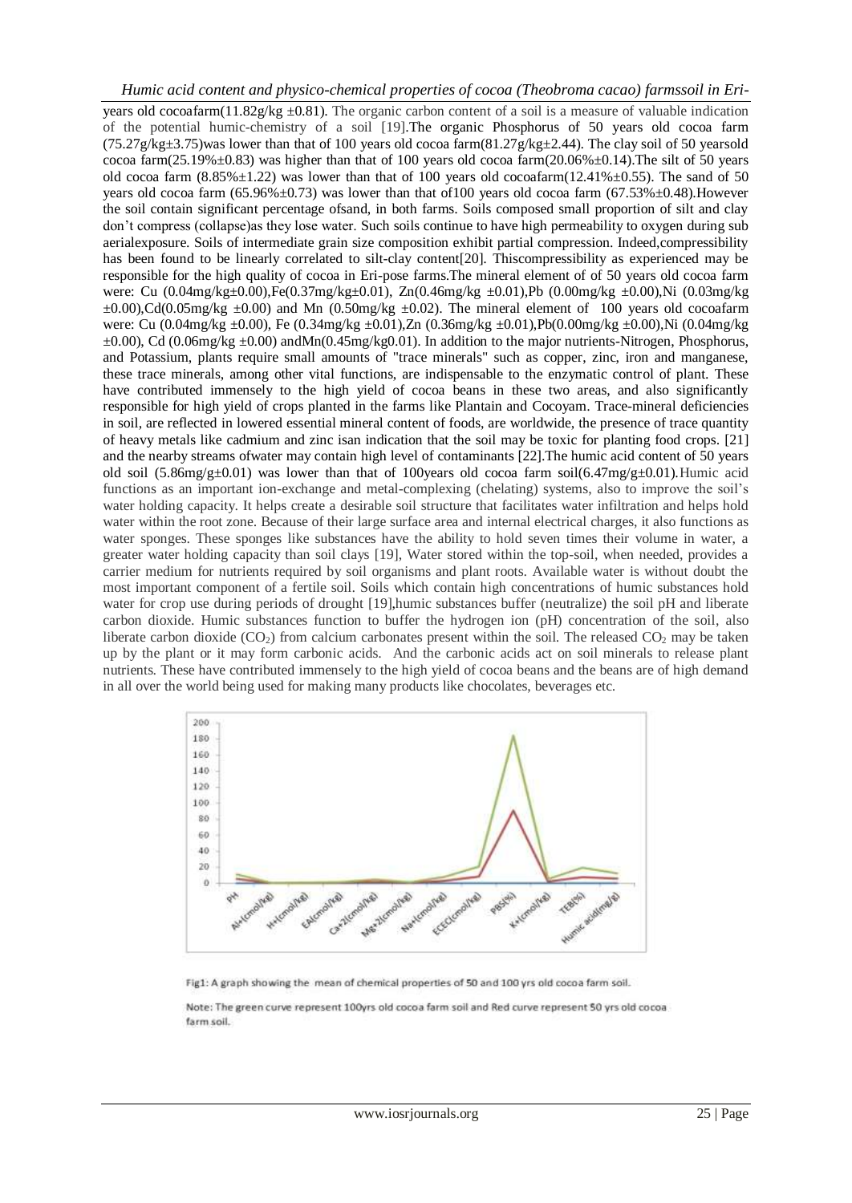years old cocoafarm(11.82g/kg ±0.81). The organic carbon content of a soil is a measure of valuable indication of the potential humic-chemistry of a soil [19].The organic Phosphorus of 50 years old cocoa farm (75.27g/kg±3.75)was lower than that of 100 years old cocoa farm(81.27g/kg±2.44). The clay soil of 50 yearsold cocoa farm(25.19%±0.83) was higher than that of 100 years old cocoa farm(20.06%±0.14).The silt of 50 years old cocoa farm (8.85%±1.22) was lower than that of 100 years old cocoafarm(12.41%±0.55). The sand of 50 years old cocoa farm (65.96%±0.73) was lower than that of100 years old cocoa farm (67.53%±0.48).However the soil contain significant percentage ofsand, in both farms. Soils composed small proportion of silt and clay don't compress (collapse)as they lose water. Such soils continue to have high permeability to oxygen during sub aerialexposure. Soils of intermediate grain size composition exhibit partial compression. Indeed,compressibility has been found to be linearly correlated to silt-clay content[20]. Thiscompressibility as experienced may be responsible for the high quality of cocoa in Eri-pose farms.The mineral element of of 50 years old cocoa farm were: Cu (0.04mg/kg±0.00),Fe(0.37mg/kg±0.01), Zn(0.46mg/kg ±0.01),Pb (0.00mg/kg ±0.00),Ni (0.03mg/kg ±0.00),Cd(0.05mg/kg ±0.00) and Mn (0.50mg/kg ±0.02). The mineral element of 100 years old cocoafarm were: Cu (0.04mg/kg ±0.00), Fe (0.34mg/kg ±0.01),Zn (0.36mg/kg ±0.01),Pb(0.00mg/kg ±0.00),Ni (0.04mg/kg ±0.00), Cd (0.06mg/kg ±0.00) andMn(0.45mg/kg0.01). In addition to the major nutrients-Nitrogen, Phosphorus, and Potassium, plants require small amounts of "trace minerals" such as copper, zinc, iron and manganese, these trace minerals, among other vital functions, are indispensable to the enzymatic control of plant. These have contributed immensely to the high yield of cocoa beans in these two areas, and also significantly responsible for high yield of crops planted in the farms like Plantain and Cocoyam. Trace-mineral deficiencies in soil, are reflected in lowered essential mineral content of foods, are worldwide, the presence of trace quantity of heavy metals like cadmium and zinc isan indication that the soil may be toxic for planting food crops. [21] and the nearby streams ofwater may contain high level of contaminants [22].The humic acid content of 50 years old soil (5.86mg/g±0.01) was lower than that of 100years old cocoa farm soil(6.47mg/g±0.01).Humic acid functions as an important ion-exchange and metal-complexing (chelating) systems, also to improve the soil's water holding capacity. It helps create a desirable soil structure that facilitates water infiltration and helps hold water within the root zone. Because of their large surface area and internal electrical charges, it also functions as water sponges. These sponges like substances have the ability to hold seven times their volume in water, a greater water holding capacity than soil clays [19], Water stored within the top-soil, when needed, provides a carrier medium for nutrients required by soil organisms and plant roots. Available water is without doubt the most important component of a fertile soil. Soils which contain high concentrations of humic substances hold water for crop use during periods of drought [19],humic substances buffer (neutralize) the soil pH and liberate carbon dioxide. Humic substances function to buffer the hydrogen ion (pH) concentration of the soil, also liberate carbon dioxide ($CO_2$) from calcium carbonates present within the soil. The released $CO_2$ may be taken up by the plant or it may form carbonic acids. And the carbonic acids act on soil minerals to release plant nutrients. These have contributed immensely to the high yield of cocoa beans and the beans are of high demand in all over the world being used for making many products like chocolates, beverages etc.

Fig1: A graph showing the mean of chemical properties of 50 and 100 yrs old cocoa farm soil.

Note: The green curve represent 100yrs old cocoa farm soil and Red curve represent 50 yrs old cocoa farm soil.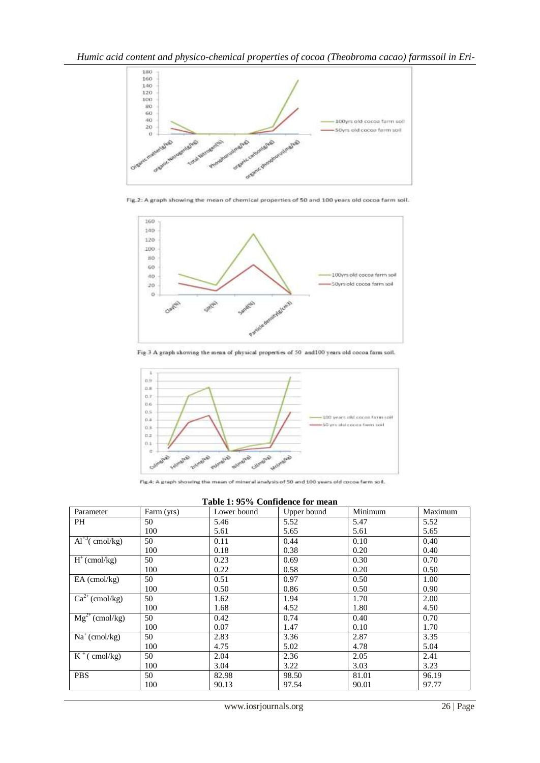Fig.2: A graph showing the mean of chemical properties of 50 and 100 years old cocoa farm soil.

Fig.3 A graph showing the mean of physical properties of 50 and100 years old cocoa farm soil.

Fig.4: A graph showing the mean of mineral analysis of 50 and 100 years old cocoa farm soil.

**Table 1: 95% Confidence for mean**

| Parameter | Farm (yrs) | Lower bound | Upper bound | Minimum | Maximum |
|---|---|---|---|---|---|
| PH | 50 | 5.46 | 5.52 | 5.47 | 5.52 |
| | 100 | 5.61 | 5.65 | 5.61 | 5.65 |
| $Al^{+3}$( cmol/kg) | 50 | 0.11 | 0.44 | 0.10 | 0.40 |
| | 100 | 0.18 | 0.38 | 0.20 | 0.40 |
| $H^{+}$ (cmol/kg) | 50 | 0.23 | 0.69 | 0.30 | 0.70 |
| | 100 | 0.22 | 0.58 | 0.20 | 0.50 |
| EA (cmol/kg) | 50 | 0.51 | 0.97 | 0.50 | 1.00 |
| | 100 | 0.50 | 0.86 | 0.50 | 0.90 |
| $Ca^{2+}$ (cmol/kg) | 50 | 1.62 | 1.94 | 1.70 | 2.00 |
| | 100 | 1.68 | 4.52 | 1.80 | 4.50 |
| $Mg^{2+}$ (cmol/kg) | 50 | 0.42 | 0.74 | 0.40 | 0.70 |
| | 100 | 0.07 | 1.47 | 0.10 | 1.70 |
| $Na^{+}$ (cmol/kg) | 50 | 2.83 | 3.36 | 2.87 | 3.35 |
| | 100 | 4.75 | 5.02 | 4.78 | 5.04 |
| $K^{+}$ ( cmol/kg) | 50 | 2.04 | 2.36 | 2.05 | 2.41 |
| | 100 | 3.04 | 3.22 | 3.03 | 3.23 |
| PBS | 50 | 82.98 | 98.50 | 81.01 | 96.19 |
| | 100 | 90.13 | 97.54 | 90.01 | 97.77 |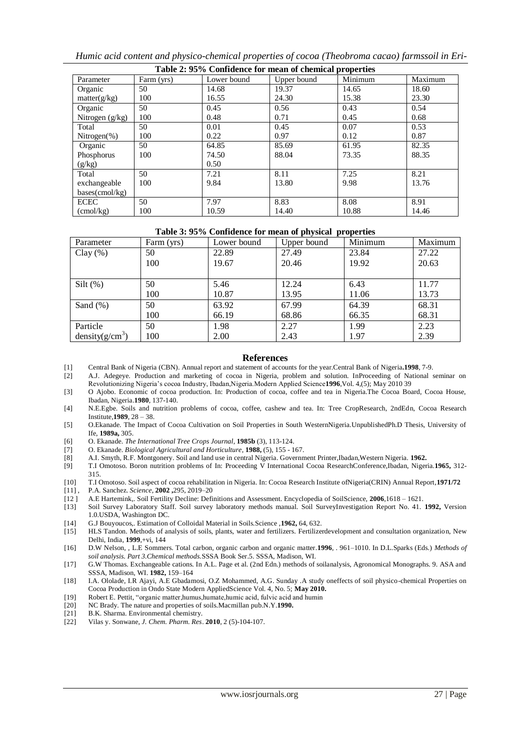**Table 2: 95% Confidence for mean of chemical properties**

| Parameter | Farm (yrs) | Lower bound | Upper bound | Minimum | Maximum |
|---|---|---|---|---|---|
| Organic matter(g/kg) | 50 | 14.68 | 19.37 | 14.65 | 18.60 |
| | 100 | 16.55 | 24.30 | 15.38 | 23.30 |
| Organic Nitrogen (g/kg) | 50 | 0.45 | 0.56 | 0.43 | 0.54 |
| | 100 | 0.48 | 0.71 | 0.45 | 0.68 |
| Total Nitrogen(%) | 50 | 0.01 | 0.45 | 0.07 | 0.53 |
| | 100 | 0.22 | 0.97 | 0.12 | 0.87 |
| Organic Phosphorus (g/kg) | 50 | 64.85 | 85.69 | 61.95 | 82.35 |
| | 100 | 74.50 | 88.04 | 73.35 | 88.35 |
| | | 0.50 | | | |
| Total exchangeable bases(cmol/kg) | 50 | 7.21 | 8.11 | 7.25 | 8.21 |
| | 100 | 9.84 | 13.80 | 9.98 | 13.76 |
| ECEC (cmol/kg) | 50 | 7.97 | 8.83 | 8.08 | 8.91 |
| | 100 | 10.59 | 14.40 | 10.88 | 14.46 |

**Table 3: 95% Confidence for mean of physical properties**

| Parameter | Farm (yrs) | Lower bound | Upper bound | Minimum | Maximum |
|---|---|---|---|---|---|
| Clay (%) | 50 | 22.89 | 27.49 | 23.84 | 27.22 |
| | 100 | 19.67 | 20.46 | 19.92 | 20.63 |
| Silt (%) | 50 | 5.46 | 12.24 | 6.43 | 11.77 |
| | 100 | 10.87 | 13.95 | 11.06 | 13.73 |
| Sand (%) | 50 | 63.92 | 67.99 | 64.39 | 68.31 |
| | 100 | 66.19 | 68.86 | 66.35 | 68.31 |
| Particle density($g/cm^3$) | 50 | 1.98 | 2.27 | 1.99 | 2.23 |
| | 100 | 2.00 | 2.43 | 1.97 | 2.39 |

## References

[1] Central Bank of Nigeria (CBN). Annual report and statement of accounts for the year.Central Bank of Nigeria**.1998**, 7-9.

[2] A.J. Adegeye. Production and marketing of cocoa in Nigeria, problem and solution. InProceeding of National seminar on Revolutionizing Nigeria's cocoa Industry, Ibadan,Nigeria.Modern Applied Science**1996**,Vol. 4,(5); May 2010 39

[3] O Ajobo. Economic of cocoa production. In: Production of cocoa, coffee and tea in Nigeria.The Cocoa Board, Cocoa House, Ibadan, Nigeria.**1980**, 137-140.

[4] N.E.Egbe. Soils and nutrition problems of cocoa, coffee, cashew and tea. In: Tree CropResearch, 2ndEdn, Cocoa Research Institute,**1989**, 28 – 38.

[5] O.Ekanade. The Impact of Cocoa Cultivation on Soil Properties in South WesternNigeria.UnpublishedPh.D Thesis, University of Ife, **1989a,** 305.

[6] O. Ekanade. *The International Tree Crops Journal*, **1985b** (3), 113-124.

[7] O. Ekanade. *Biological Agricultural and Horticulture*, **1988,** (5), 155 - 167.

[8] A.I. Smyth, R.F. Montgonery. Soil and land use in central Nigeria. Government Printer,Ibadan,Western Nigeria. **1962.**

[9] T.I Omotoso. Boron nutrition problems of In: Proceeding V International Cocoa ResearchConference,Ibadan, Nigeria.**1965,** 312-315.

[10] T.I Omotoso. Soil aspect of cocoa rehabilitation in Nigeria. In: Cocoa Research Institute ofNigeria(CRIN) Annual Report,**1971/72**

[11] , P.A. Sanchez. *Science*, **2002 ,**295, 2019–20

[12 ] A.E Hartemink,. Soil Fertility Decline: Definitions and Assessment. Encyclopedia of SoilScience, **2006**,1618 – 1621.

[13] Soil Survey Laboratory Staff. Soil survey laboratory methods manual. Soil SurveyInvestigation Report No. 41. **1992,** Version 1.0.USDA, Washington DC.

[14] G.J Bouyoucos,. Estimation of Colloidal Material in Soils.Science ,**1962,** 64, 632.

[15] HLS Tandon. Methods of analysis of soils, plants, water and fertilizers. Fertilizerdevelopment and consultation organization, New Delhi, India, **1999**,+vi, 144

[16] D.W Nelson, , L.E Sommers. Total carbon, organic carbon and organic matter.**1996**, . 961–1010. In D.L.Sparks (Eds.) *Methods of soil analysis. Part 3.Chemical methods.*SSSA Book Ser.5. SSSA, Madison, WI.

[17] G.W Thomas. Exchangeable cations. In A.L. Page et al. (2nd Edn.) methods of soilanalysis, Agronomical Monographs. 9. ASA and SSSA, Madison, WI. **1982,** 159–164

[18] I.A. Ololade, I.R Ajayi, A.E Gbadamosi, O.Z Mohammed, A.G. Sunday .A study oneffects of soil physico-chemical Properties on Cocoa Production in Ondo State Modern AppliedScience Vol. 4, No. 5; **May 2010.**

[19] Robert E. Pettit, "organic matter,humus,humate,humic acid, fulvic acid and humin

[20] NC Brady. The nature and properties of soils.Macmillan pub.N.Y.**1990.**

[21] B.K. Sharma. Environmental chemistry.

[22] Vilas y. Sonwane, *J. Chem. Pharm. Res*. **2010**, 2 (5)-104-107.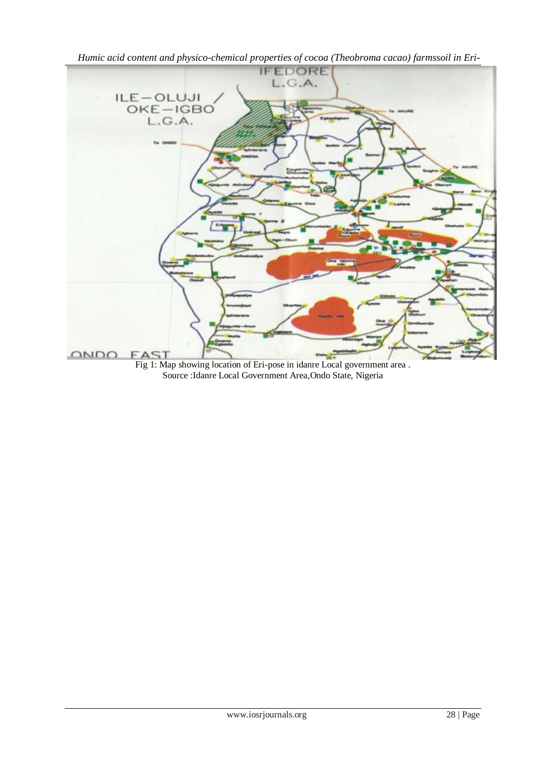IFEDORE L.G.A.

ILE–OLUJI / OKE–IGBO L.G.A.

ONDO EAST

Fig 1: Map showing location of Eri-pose in idanre Local government area .
Source :Idanre Local Government Area,Ondo State, Nigeria